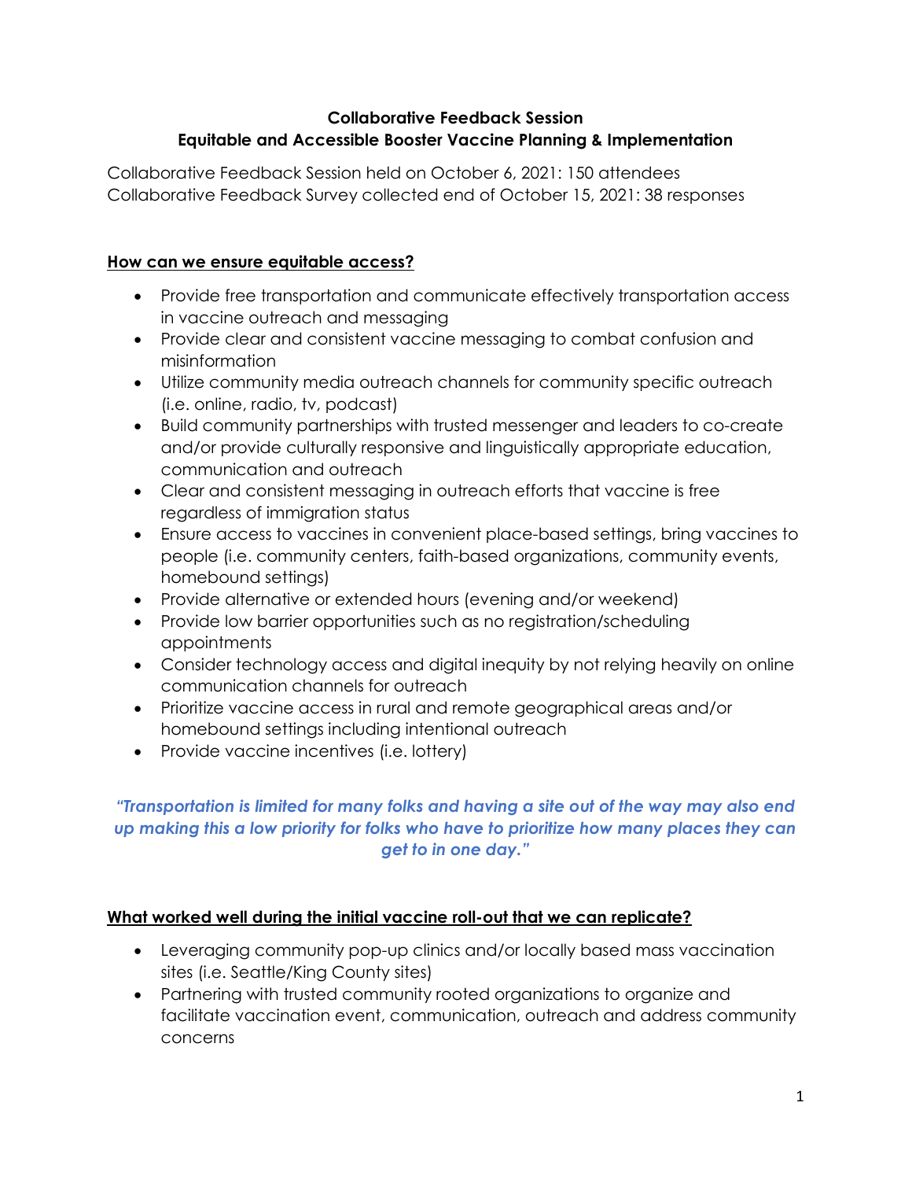**Collaborative Feedback Session**
**Equitable and Accessible Booster Vaccine Planning & Implementation**

Collaborative Feedback Session held on October 6, 2021: 150 attendees
Collaborative Feedback Survey collected end of October 15, 2021: 38 responses

## How can we ensure equitable access?

- Provide free transportation and communicate effectively transportation access in vaccine outreach and messaging
- Provide clear and consistent vaccine messaging to combat confusion and misinformation
- Utilize community media outreach channels for community specific outreach (i.e. online, radio, tv, podcast)
- Build community partnerships with trusted messenger and leaders to co-create and/or provide culturally responsive and linguistically appropriate education, communication and outreach
- Clear and consistent messaging in outreach efforts that vaccine is free regardless of immigration status
- Ensure access to vaccines in convenient place-based settings, bring vaccines to people (i.e. community centers, faith-based organizations, community events, homebound settings)
- Provide alternative or extended hours (evening and/or weekend)
- Provide low barrier opportunities such as no registration/scheduling appointments
- Consider technology access and digital inequity by not relying heavily on online communication channels for outreach
- Prioritize vaccine access in rural and remote geographical areas and/or homebound settings including intentional outreach
- Provide vaccine incentives (i.e. lottery)

***"Transportation is limited for many folks and having a site out of the way may also end up making this a low priority for folks who have to prioritize how many places they can get to in one day."***

## What worked well during the initial vaccine roll-out that we can replicate?

- Leveraging community pop-up clinics and/or locally based mass vaccination sites (i.e. Seattle/King County sites)
- Partnering with trusted community rooted organizations to organize and facilitate vaccination event, communication, outreach and address community concerns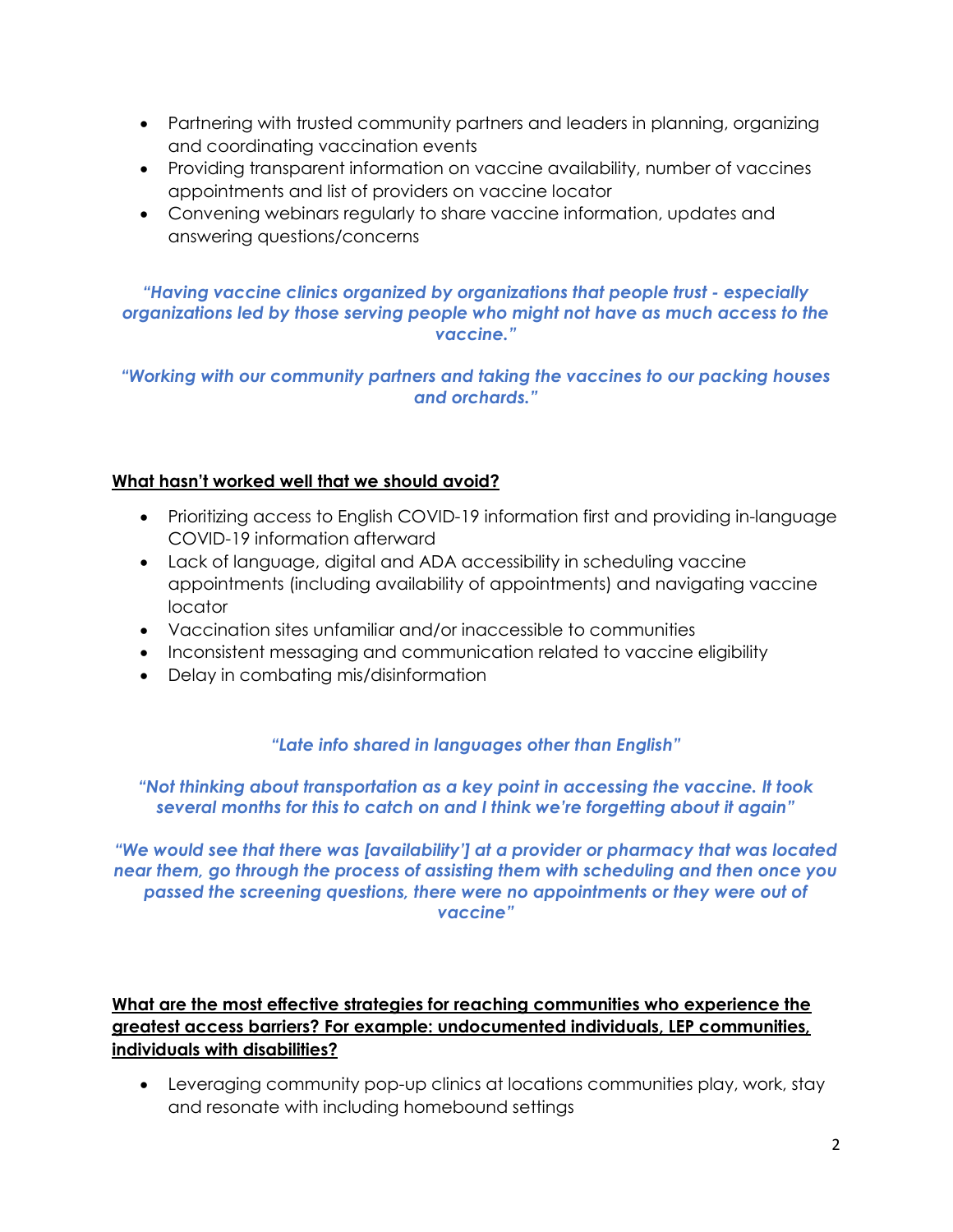- Partnering with trusted community partners and leaders in planning, organizing and coordinating vaccination events
- Providing transparent information on vaccine availability, number of vaccines appointments and list of providers on vaccine locator
- Convening webinars regularly to share vaccine information, updates and answering questions/concerns

***"Having vaccine clinics organized by organizations that people trust - especially organizations led by those serving people who might not have as much access to the vaccine."***

***"Working with our community partners and taking the vaccines to our packing houses and orchards."***

**<u>What hasn't worked well that we should avoid?</u>**

- Prioritizing access to English COVID-19 information first and providing in-language COVID-19 information afterward
- Lack of language, digital and ADA accessibility in scheduling vaccine appointments (including availability of appointments) and navigating vaccine locator
- Vaccination sites unfamiliar and/or inaccessible to communities
- Inconsistent messaging and communication related to vaccine eligibility
- Delay in combating mis/disinformation

***"Late info shared in languages other than English"***

***"Not thinking about transportation as a key point in accessing the vaccine. It took several months for this to catch on and I think we're forgetting about it again"***

***"We would see that there was [availability'] at a provider or pharmacy that was located near them, go through the process of assisting them with scheduling and then once you passed the screening questions, there were no appointments or they were out of vaccine"***

**<u>What are the most effective strategies for reaching communities who experience the greatest access barriers? For example: undocumented individuals, LEP communities, individuals with disabilities?</u>**

- Leveraging community pop-up clinics at locations communities play, work, stay and resonate with including homebound settings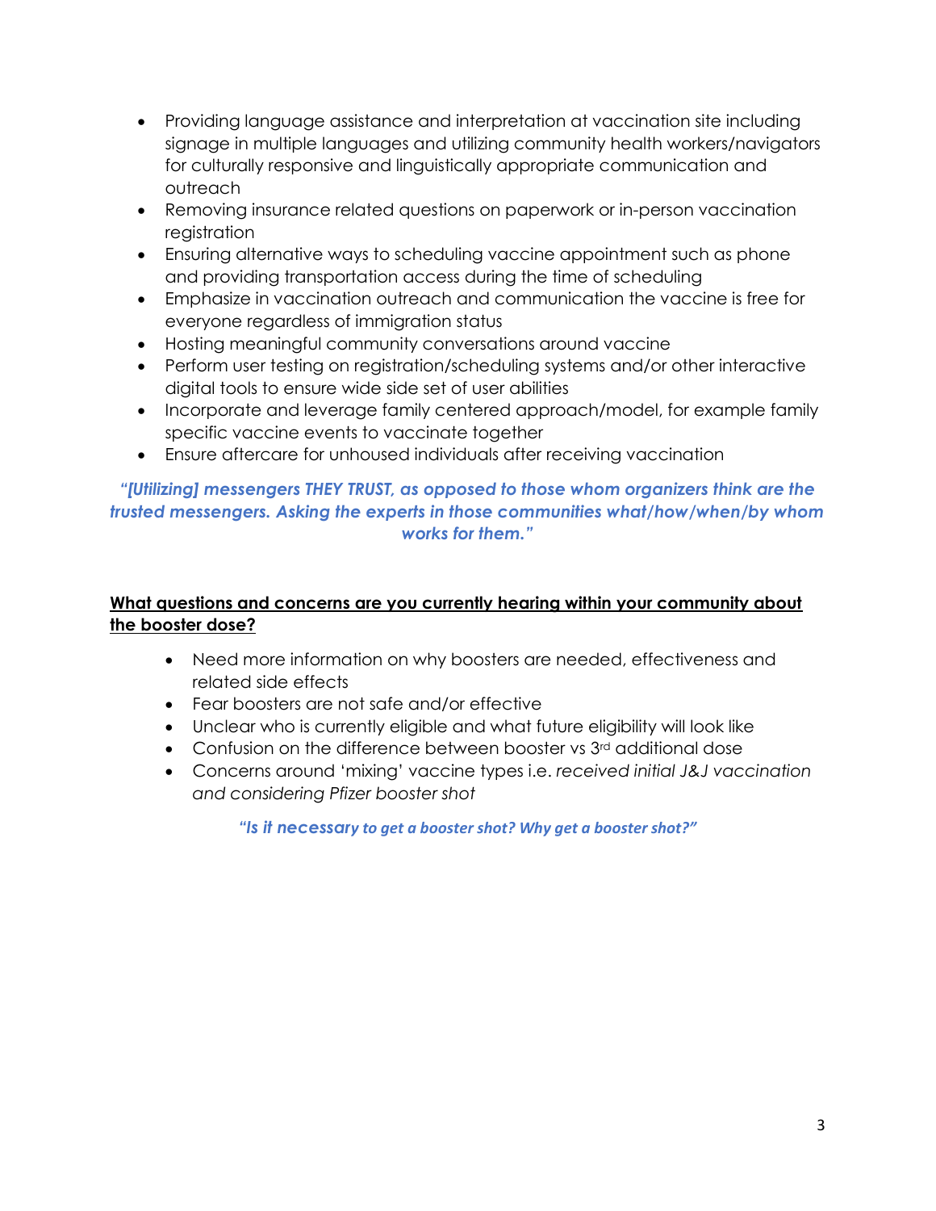- Providing language assistance and interpretation at vaccination site including signage in multiple languages and utilizing community health workers/navigators for culturally responsive and linguistically appropriate communication and outreach
- Removing insurance related questions on paperwork or in-person vaccination registration
- Ensuring alternative ways to scheduling vaccine appointment such as phone and providing transportation access during the time of scheduling
- Emphasize in vaccination outreach and communication the vaccine is free for everyone regardless of immigration status
- Hosting meaningful community conversations around vaccine
- Perform user testing on registration/scheduling systems and/or other interactive digital tools to ensure wide side set of user abilities
- Incorporate and leverage family centered approach/model, for example family specific vaccine events to vaccinate together
- Ensure aftercare for unhoused individuals after receiving vaccination

***"[Utilizing] messengers THEY TRUST, as opposed to those whom organizers think are the trusted messengers. Asking the experts in those communities what/how/when/by whom works for them."***

**<u>What questions and concerns are you currently hearing within your community about the booster dose?</u>**

- Need more information on why boosters are needed, effectiveness and related side effects
- Fear boosters are not safe and/or effective
- Unclear who is currently eligible and what future eligibility will look like
- Confusion on the difference between booster vs 3rd additional dose
- Concerns around 'mixing' vaccine types i.e. *received initial J&J vaccination and considering Pfizer booster shot*

***"Is it necessary to get a booster shot? Why get a booster shot?"***